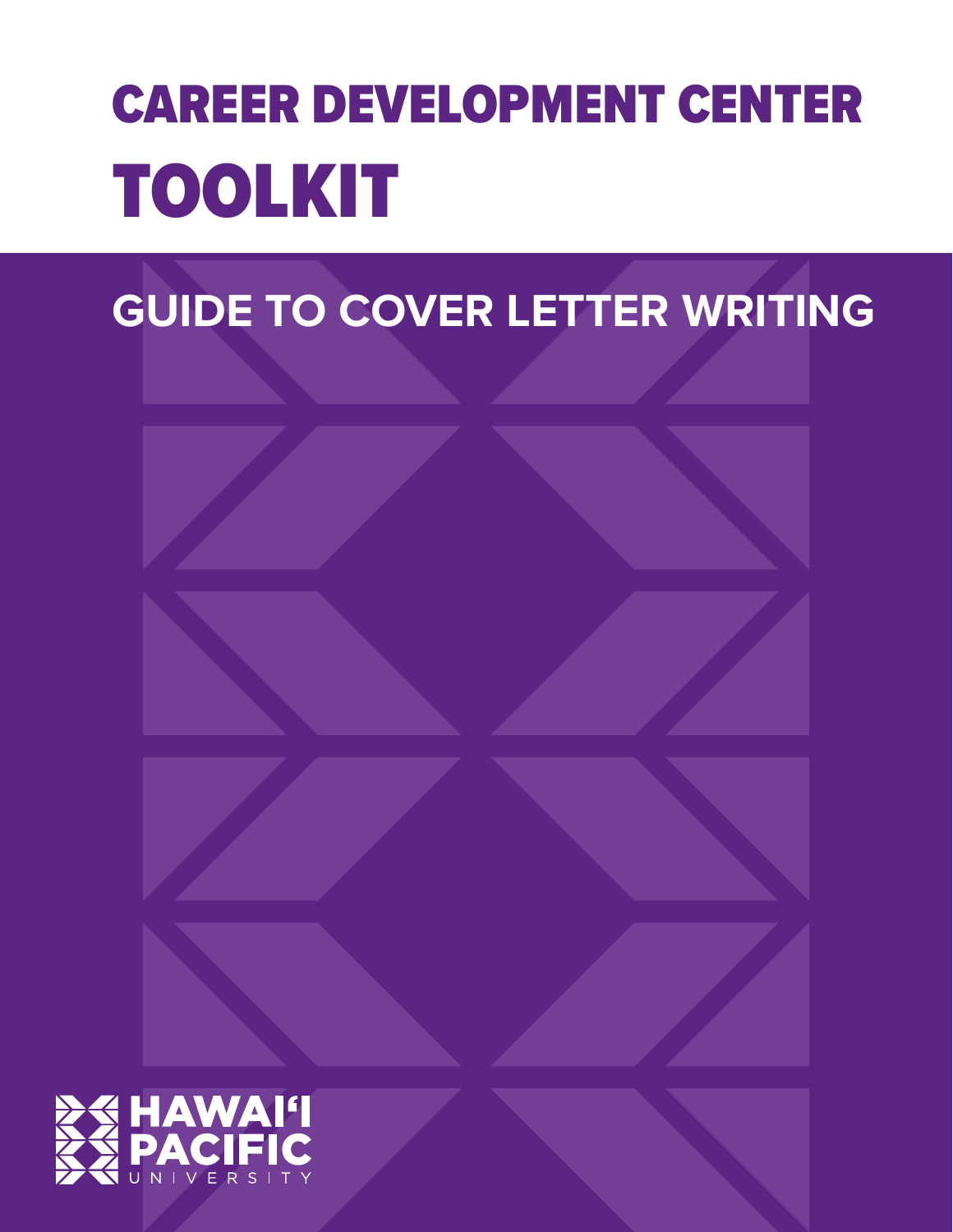# CAREER DEVELOPMENT CENTER TOOLKIT

## GUIDE TO COVER LETTER WRITING

HAWAIʻI PACIFIC UNIVERSITY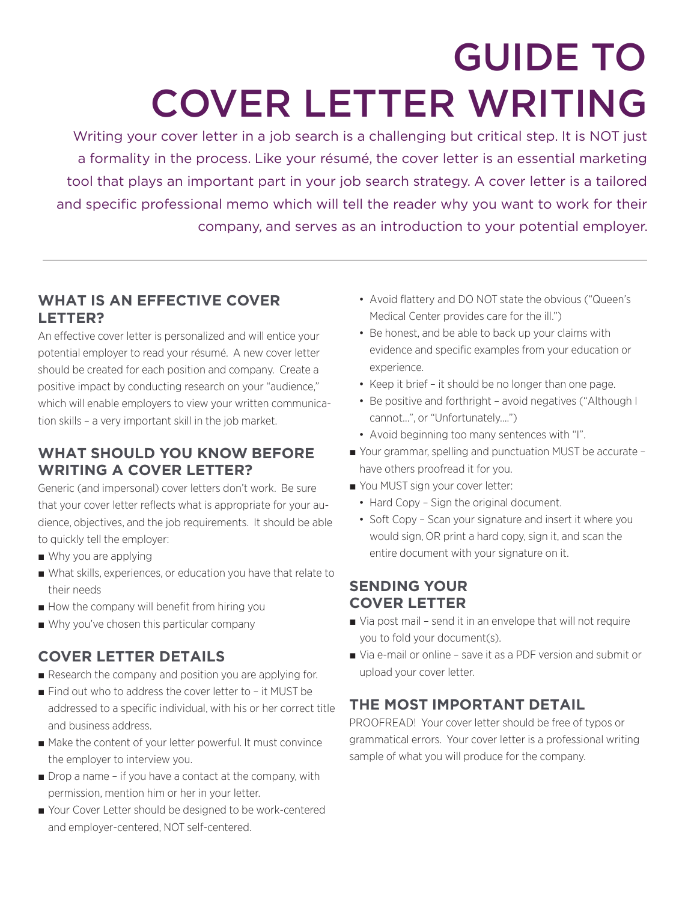# GUIDE TO COVER LETTER WRITING

Writing your cover letter in a job search is a challenging but critical step. It is NOT just a formality in the process. Like your résumé, the cover letter is an essential marketing tool that plays an important part in your job search strategy. A cover letter is a tailored and specific professional memo which will tell the reader why you want to work for their company, and serves as an introduction to your potential employer.

---

## WHAT IS AN EFFECTIVE COVER LETTER?

An effective cover letter is personalized and will entice your potential employer to read your résumé. A new cover letter should be created for each position and company. Create a positive impact by conducting research on your "audience," which will enable employers to view your written communication skills – a very important skill in the job market.

## WHAT SHOULD YOU KNOW BEFORE WRITING A COVER LETTER?

Generic (and impersonal) cover letters don't work. Be sure that your cover letter reflects what is appropriate for your audience, objectives, and the job requirements. It should be able to quickly tell the employer:

- Why you are applying
- What skills, experiences, or education you have that relate to their needs
- How the company will benefit from hiring you
- Why you've chosen this particular company

## COVER LETTER DETAILS

- Research the company and position you are applying for.
- Find out who to address the cover letter to – it MUST be addressed to a specific individual, with his or her correct title and business address.
- Make the content of your letter powerful. It must convince the employer to interview you.
- Drop a name – if you have a contact at the company, with permission, mention him or her in your letter.
- Your Cover Letter should be designed to be work-centered and employer-centered, NOT self-centered.
  - Avoid flattery and DO NOT state the obvious ("Queen's Medical Center provides care for the ill.")
  - Be honest, and be able to back up your claims with evidence and specific examples from your education or experience.
  - Keep it brief – it should be no longer than one page.
  - Be positive and forthright – avoid negatives ("Although I cannot...", or "Unfortunately....")
  - Avoid beginning too many sentences with "I".
- Your grammar, spelling and punctuation MUST be accurate – have others proofread it for you.
- You MUST sign your cover letter:
  - Hard Copy – Sign the original document.
  - Soft Copy – Scan your signature and insert it where you would sign, OR print a hard copy, sign it, and scan the entire document with your signature on it.

## SENDING YOUR COVER LETTER

- Via post mail – send it in an envelope that will not require you to fold your document(s).
- Via e-mail or online – save it as a PDF version and submit or upload your cover letter.

## THE MOST IMPORTANT DETAIL

PROOFREAD! Your cover letter should be free of typos or grammatical errors. Your cover letter is a professional writing sample of what you will produce for the company.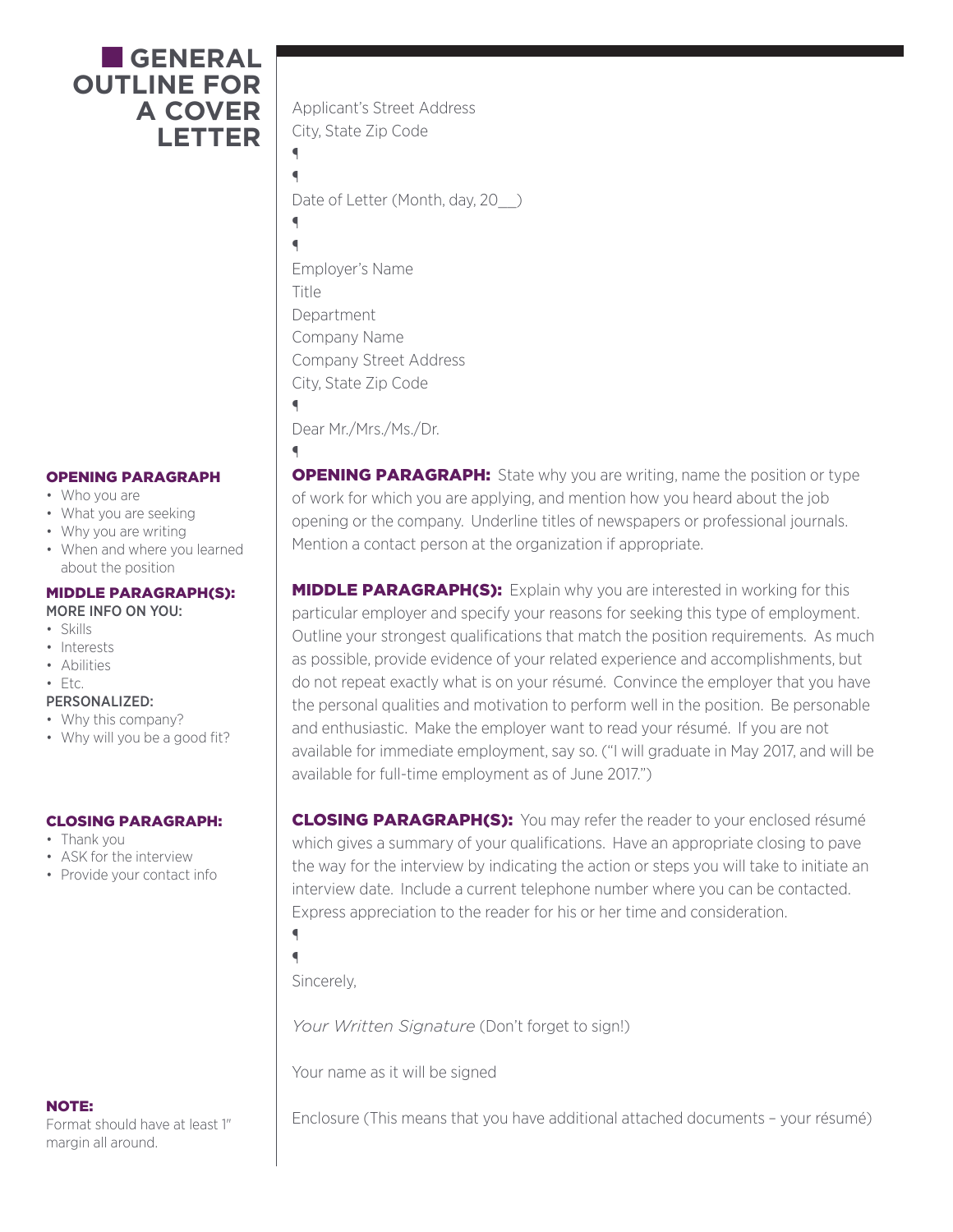# GENERAL OUTLINE FOR A COVER LETTER

#### OPENING PARAGRAPH

- Who you are
- What you are seeking
- Why you are writing
- When and where you learned about the position

#### MIDDLE PARAGRAPH(S):

MORE INFO ON YOU:

- Skills
- Interests
- Abilities
- Etc.

PERSONALIZED:

- Why this company?
- Why will you be a good fit?

#### CLOSING PARAGRAPH:

- Thank you
- ASK for the interview
- Provide your contact info

**NOTE:**
Format should have at least 1" margin all around.

---

Applicant's Street Address
City, State Zip Code
¶
¶
Date of Letter (Month, day, 20___)
¶
¶
Employer's Name
Title
Department
Company Name
Company Street Address
City, State Zip Code
¶
Dear Mr./Mrs./Ms./Dr.
¶

**OPENING PARAGRAPH:** State why you are writing, name the position or type of work for which you are applying, and mention how you heard about the job opening or the company. Underline titles of newspapers or professional journals. Mention a contact person at the organization if appropriate.

**MIDDLE PARAGRAPH(S):** Explain why you are interested in working for this particular employer and specify your reasons for seeking this type of employment. Outline your strongest qualifications that match the position requirements. As much as possible, provide evidence of your related experience and accomplishments, but do not repeat exactly what is on your résumé. Convince the employer that you have the personal qualities and motivation to perform well in the position. Be personable and enthusiastic. Make the employer want to read your résumé. If you are not available for immediate employment, say so. ("I will graduate in May 2017, and will be available for full-time employment as of June 2017.")

**CLOSING PARAGRAPH(S):** You may refer the reader to your enclosed résumé which gives a summary of your qualifications. Have an appropriate closing to pave the way for the interview by indicating the action or steps you will take to initiate an interview date. Include a current telephone number where you can be contacted. Express appreciation to the reader for his or her time and consideration.
¶
¶
Sincerely,

*Your Written Signature* (Don't forget to sign!)

Your name as it will be signed

Enclosure (This means that you have additional attached documents – your résumé)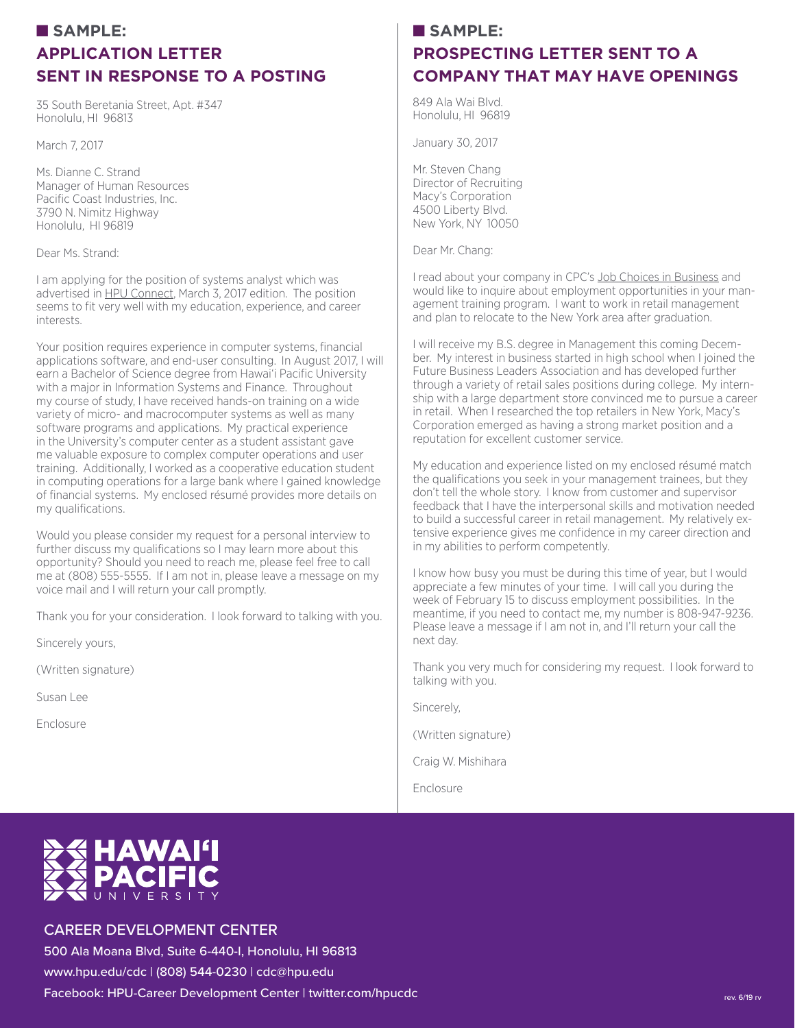## SAMPLE:
## APPLICATION LETTER SENT IN RESPONSE TO A POSTING

35 South Beretania Street, Apt. #347
Honolulu, HI 96813

March 7, 2017

Ms. Dianne C. Strand
Manager of Human Resources
Pacific Coast Industries, Inc.
3790 N. Nimitz Highway
Honolulu, HI 96819

Dear Ms. Strand:

I am applying for the position of systems analyst which was advertised in HPU Connect, March 3, 2017 edition. The position seems to fit very well with my education, experience, and career interests.

Your position requires experience in computer systems, financial applications software, and end-user consulting. In August 2017, I will earn a Bachelor of Science degree from Hawai'i Pacific University with a major in Information Systems and Finance. Throughout my course of study, I have received hands-on training on a wide variety of micro- and macrocomputer systems as well as many software programs and applications. My practical experience in the University's computer center as a student assistant gave me valuable exposure to complex computer operations and user training. Additionally, I worked as a cooperative education student in computing operations for a large bank where I gained knowledge of financial systems. My enclosed résumé provides more details on my qualifications.

Would you please consider my request for a personal interview to further discuss my qualifications so I may learn more about this opportunity? Should you need to reach me, please feel free to call me at (808) 555-5555. If I am not in, please leave a message on my voice mail and I will return your call promptly.

Thank you for your consideration. I look forward to talking with you.

Sincerely yours,

(Written signature)

Susan Lee

Enclosure

## SAMPLE:
## PROSPECTING LETTER SENT TO A COMPANY THAT MAY HAVE OPENINGS

849 Ala Wai Blvd.
Honolulu, HI 96819

January 30, 2017

Mr. Steven Chang
Director of Recruiting
Macy's Corporation
4500 Liberty Blvd.
New York, NY 10050

Dear Mr. Chang:

I read about your company in CPC's Job Choices in Business and would like to inquire about employment opportunities in your management training program. I want to work in retail management and plan to relocate to the New York area after graduation.

I will receive my B.S. degree in Management this coming December. My interest in business started in high school when I joined the Future Business Leaders Association and has developed further through a variety of retail sales positions during college. My internship with a large department store convinced me to pursue a career in retail. When I researched the top retailers in New York, Macy's Corporation emerged as having a strong market position and a reputation for excellent customer service.

My education and experience listed on my enclosed résumé match the qualifications you seek in your management trainees, but they don't tell the whole story. I know from customer and supervisor feedback that I have the interpersonal skills and motivation needed to build a successful career in retail management. My relatively extensive experience gives me confidence in my career direction and in my abilities to perform competently.

I know how busy you must be during this time of year, but I would appreciate a few minutes of your time. I will call you during the week of February 15 to discuss employment possibilities. In the meantime, if you need to contact me, my number is 808-947-9236. Please leave a message if I am not in, and I'll return your call the next day.

Thank you very much for considering my request. I look forward to talking with you.

Sincerely,

(Written signature)

Craig W. Mishihara

Enclosure

HAWAI'I PACIFIC UNIVERSITY

CAREER DEVELOPMENT CENTER
500 Ala Moana Blvd, Suite 6-440-I, Honolulu, HI 96813
www.hpu.edu/cdc | (808) 544-0230 | cdc@hpu.edu
Facebook: HPU-Career Development Center | twitter.com/hpucdc

rev. 6/19 rv